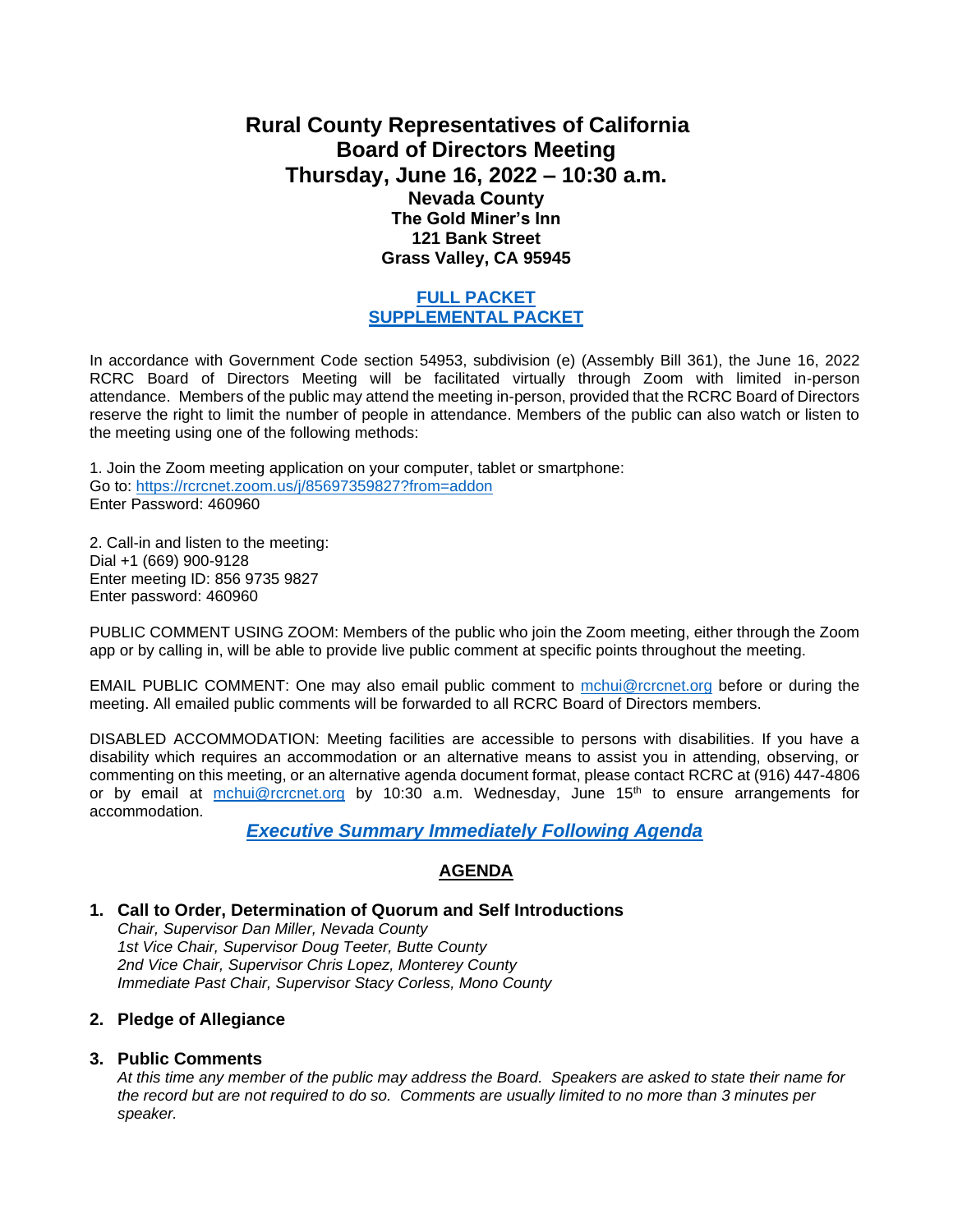# Rural County Representatives of California
## Board of Directors Meeting
## Thursday, June 16, 2022 – 10:30 a.m.

**Nevada County**
**The Gold Miner's Inn**
**121 Bank Street**
**Grass Valley, CA 95945**

**FULL PACKET**
**SUPPLEMENTAL PACKET**

In accordance with Government Code section 54953, subdivision (e) (Assembly Bill 361), the June 16, 2022 RCRC Board of Directors Meeting will be facilitated virtually through Zoom with limited in-person attendance. Members of the public may attend the meeting in-person, provided that the RCRC Board of Directors reserve the right to limit the number of people in attendance. Members of the public can also watch or listen to the meeting using one of the following methods:

1. Join the Zoom meeting application on your computer, tablet or smartphone:
Go to: https://rcrcnet.zoom.us/j/85697359827?from=addon
Enter Password: 460960

2. Call-in and listen to the meeting:
Dial +1 (669) 900-9128
Enter meeting ID: 856 9735 9827
Enter password: 460960

PUBLIC COMMENT USING ZOOM: Members of the public who join the Zoom meeting, either through the Zoom app or by calling in, will be able to provide live public comment at specific points throughout the meeting.

EMAIL PUBLIC COMMENT: One may also email public comment to mchui@rcrcnet.org before or during the meeting. All emailed public comments will be forwarded to all RCRC Board of Directors members.

DISABLED ACCOMMODATION: Meeting facilities are accessible to persons with disabilities. If you have a disability which requires an accommodation or an alternative means to assist you in attending, observing, or commenting on this meeting, or an alternative agenda document format, please contact RCRC at (916) 447-4806 or by email at mchui@rcrcnet.org by 10:30 a.m. Wednesday, June 15th to ensure arrangements for accommodation.

***Executive Summary Immediately Following Agenda***

## AGENDA

**1. Call to Order, Determination of Quorum and Self Introductions**

*Chair, Supervisor Dan Miller, Nevada County*
*1st Vice Chair, Supervisor Doug Teeter, Butte County*
*2nd Vice Chair, Supervisor Chris Lopez, Monterey County*
*Immediate Past Chair, Supervisor Stacy Corless, Mono County*

**2. Pledge of Allegiance**

**3. Public Comments**

*At this time any member of the public may address the Board. Speakers are asked to state their name for the record but are not required to do so. Comments are usually limited to no more than 3 minutes per speaker.*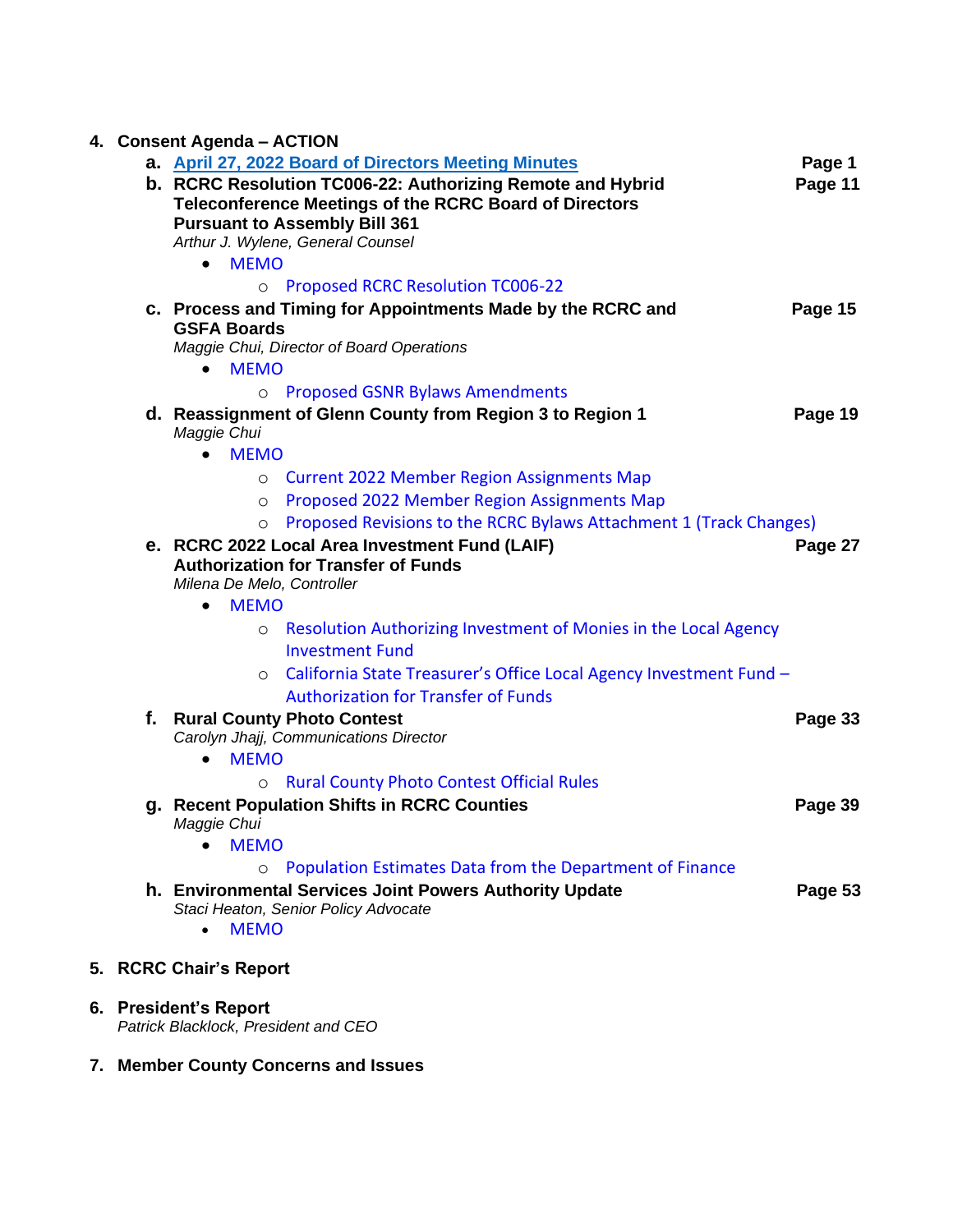4. **Consent Agenda – ACTION**

   a. **April 27, 2022 Board of Directors Meeting Minutes** — **Page 1**

   b. **RCRC Resolution TC006-22: Authorizing Remote and Hybrid Teleconference Meetings of the RCRC Board of Directors Pursuant to Assembly Bill 361** — **Page 11**
      *Arthur J. Wylene, General Counsel*
      - MEMO
        - Proposed RCRC Resolution TC006-22

   c. **Process and Timing for Appointments Made by the RCRC and GSFA Boards** — **Page 15**
      *Maggie Chui, Director of Board Operations*
      - MEMO
        - Proposed GSNR Bylaws Amendments

   d. **Reassignment of Glenn County from Region 3 to Region 1** — **Page 19**
      *Maggie Chui*
      - MEMO
        - Current 2022 Member Region Assignments Map
        - Proposed 2022 Member Region Assignments Map
        - Proposed Revisions to the RCRC Bylaws Attachment 1 (Track Changes)

   e. **RCRC 2022 Local Area Investment Fund (LAIF) Authorization for Transfer of Funds** — **Page 27**
      *Milena De Melo, Controller*
      - MEMO
        - Resolution Authorizing Investment of Monies in the Local Agency Investment Fund
        - California State Treasurer's Office Local Agency Investment Fund – Authorization for Transfer of Funds

   f. **Rural County Photo Contest** — **Page 33**
      *Carolyn Jhajj, Communications Director*
      - MEMO
        - Rural County Photo Contest Official Rules

   g. **Recent Population Shifts in RCRC Counties** — **Page 39**
      *Maggie Chui*
      - MEMO
        - Population Estimates Data from the Department of Finance

   h. **Environmental Services Joint Powers Authority Update** — **Page 53**
      *Staci Heaton, Senior Policy Advocate*
      - MEMO

5. **RCRC Chair's Report**

6. **President's Report**
   *Patrick Blacklock, President and CEO*

7. **Member County Concerns and Issues**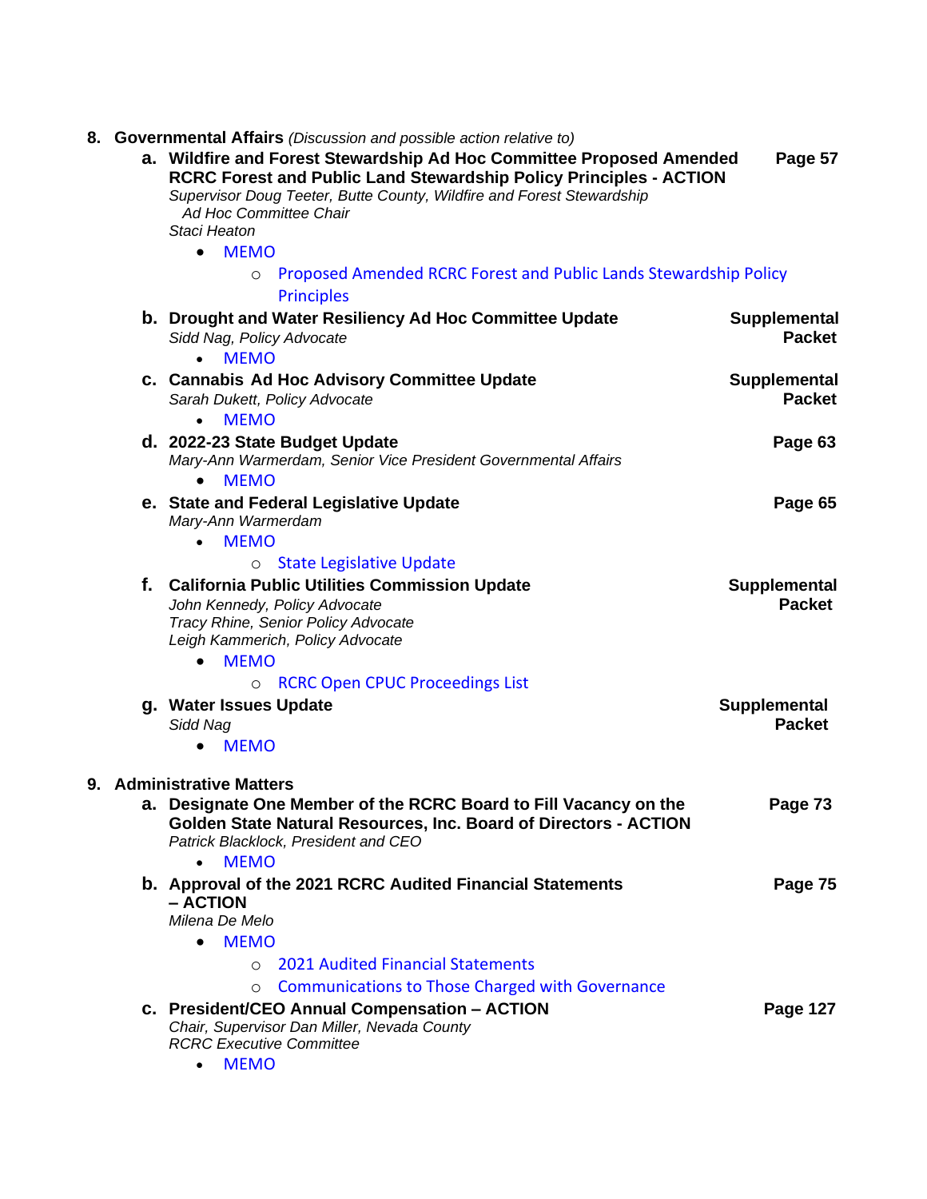8. **Governmental Affairs** *(Discussion and possible action relative to)*

   a. **Wildfire and Forest Stewardship Ad Hoc Committee Proposed Amended RCRC Forest and Public Land Stewardship Policy Principles - ACTION** — **Page 57**
      *Supervisor Doug Teeter, Butte County, Wildfire and Forest Stewardship Ad Hoc Committee Chair*
      *Staci Heaton*
      - MEMO
        - Proposed Amended RCRC Forest and Public Lands Stewardship Policy Principles

   b. **Drought and Water Resiliency Ad Hoc Committee Update** — **Supplemental Packet**
      *Sidd Nag, Policy Advocate*
      - MEMO

   c. **Cannabis Ad Hoc Advisory Committee Update** — **Supplemental Packet**
      *Sarah Dukett, Policy Advocate*
      - MEMO

   d. **2022-23 State Budget Update** — **Page 63**
      *Mary-Ann Warmerdam, Senior Vice President Governmental Affairs*
      - MEMO

   e. **State and Federal Legislative Update** — **Page 65**
      *Mary-Ann Warmerdam*
      - MEMO
        - State Legislative Update

   f. **California Public Utilities Commission Update** — **Supplemental Packet**
      *John Kennedy, Policy Advocate*
      *Tracy Rhine, Senior Policy Advocate*
      *Leigh Kammerich, Policy Advocate*
      - MEMO
        - RCRC Open CPUC Proceedings List

   g. **Water Issues Update** — **Supplemental Packet**
      *Sidd Nag*
      - MEMO

9. **Administrative Matters**

   a. **Designate One Member of the RCRC Board to Fill Vacancy on the Golden State Natural Resources, Inc. Board of Directors - ACTION** — **Page 73**
      *Patrick Blacklock, President and CEO*
      - MEMO

   b. **Approval of the 2021 RCRC Audited Financial Statements – ACTION** — **Page 75**
      *Milena De Melo*
      - MEMO
        - 2021 Audited Financial Statements
        - Communications to Those Charged with Governance

   c. **President/CEO Annual Compensation – ACTION** — **Page 127**
      *Chair, Supervisor Dan Miller, Nevada County*
      *RCRC Executive Committee*
      - MEMO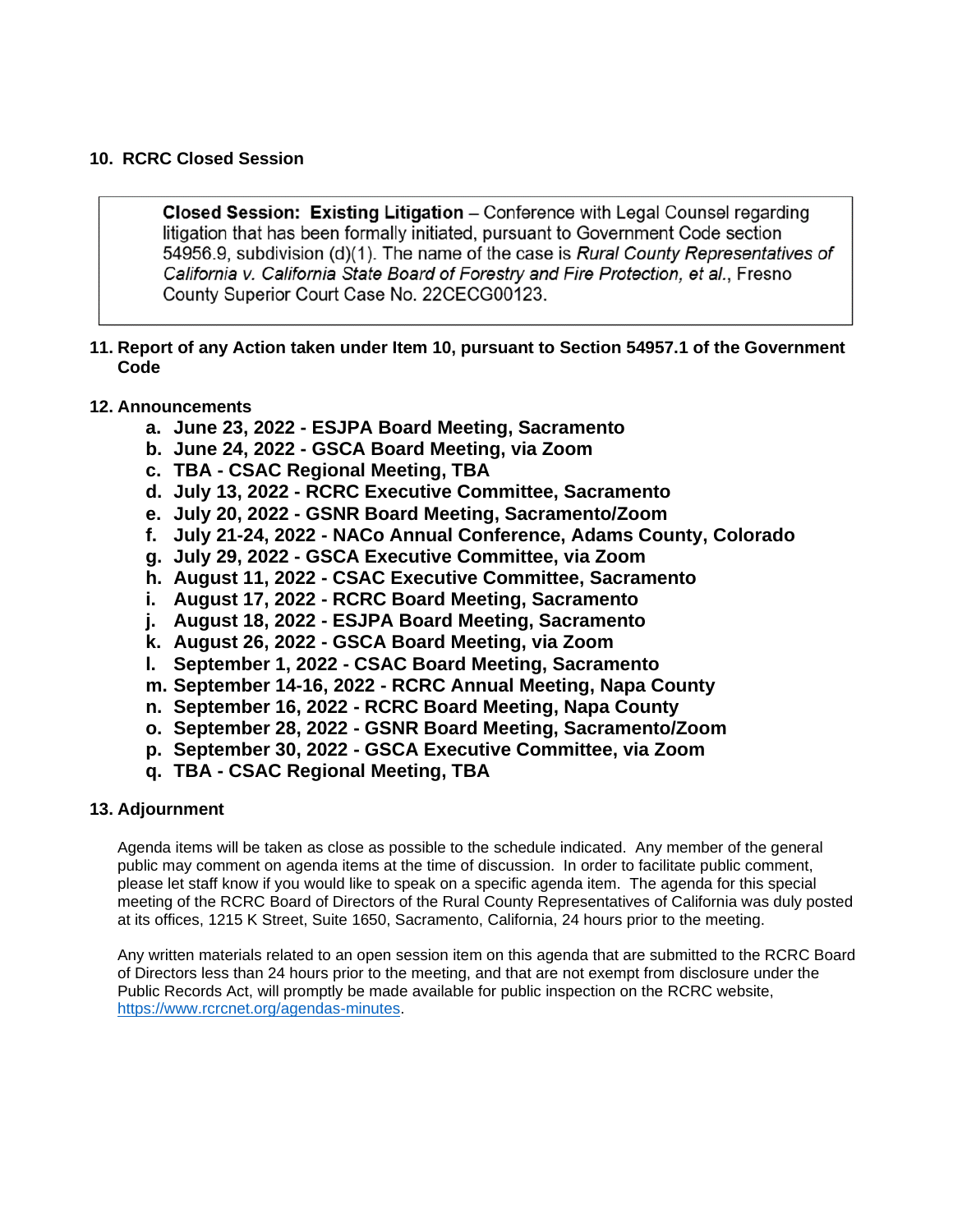**10. RCRC Closed Session**

> **Closed Session: Existing Litigation** – Conference with Legal Counsel regarding litigation that has been formally initiated, pursuant to Government Code section 54956.9, subdivision (d)(1). The name of the case is *Rural County Representatives of California v. California State Board of Forestry and Fire Protection, et al.*, Fresno County Superior Court Case No. 22CECG00123.

**11. Report of any Action taken under Item 10, pursuant to Section 54957.1 of the Government Code**

**12. Announcements**

- **a. June 23, 2022 - ESJPA Board Meeting, Sacramento**
- **b. June 24, 2022 - GSCA Board Meeting, via Zoom**
- **c. TBA - CSAC Regional Meeting, TBA**
- **d. July 13, 2022 - RCRC Executive Committee, Sacramento**
- **e. July 20, 2022 - GSNR Board Meeting, Sacramento/Zoom**
- **f. July 21-24, 2022 - NACo Annual Conference, Adams County, Colorado**
- **g. July 29, 2022 - GSCA Executive Committee, via Zoom**
- **h. August 11, 2022 - CSAC Executive Committee, Sacramento**
- **i. August 17, 2022 - RCRC Board Meeting, Sacramento**
- **j. August 18, 2022 - ESJPA Board Meeting, Sacramento**
- **k. August 26, 2022 - GSCA Board Meeting, via Zoom**
- **l. September 1, 2022 - CSAC Board Meeting, Sacramento**
- **m. September 14-16, 2022 - RCRC Annual Meeting, Napa County**
- **n. September 16, 2022 - RCRC Board Meeting, Napa County**
- **o. September 28, 2022 - GSNR Board Meeting, Sacramento/Zoom**
- **p. September 30, 2022 - GSCA Executive Committee, via Zoom**
- **q. TBA - CSAC Regional Meeting, TBA**

**13. Adjournment**

Agenda items will be taken as close as possible to the schedule indicated. Any member of the general public may comment on agenda items at the time of discussion. In order to facilitate public comment, please let staff know if you would like to speak on a specific agenda item. The agenda for this special meeting of the RCRC Board of Directors of the Rural County Representatives of California was duly posted at its offices, 1215 K Street, Suite 1650, Sacramento, California, 24 hours prior to the meeting.

Any written materials related to an open session item on this agenda that are submitted to the RCRC Board of Directors less than 24 hours prior to the meeting, and that are not exempt from disclosure under the Public Records Act, will promptly be made available for public inspection on the RCRC website, https://www.rcrcnet.org/agendas-minutes.